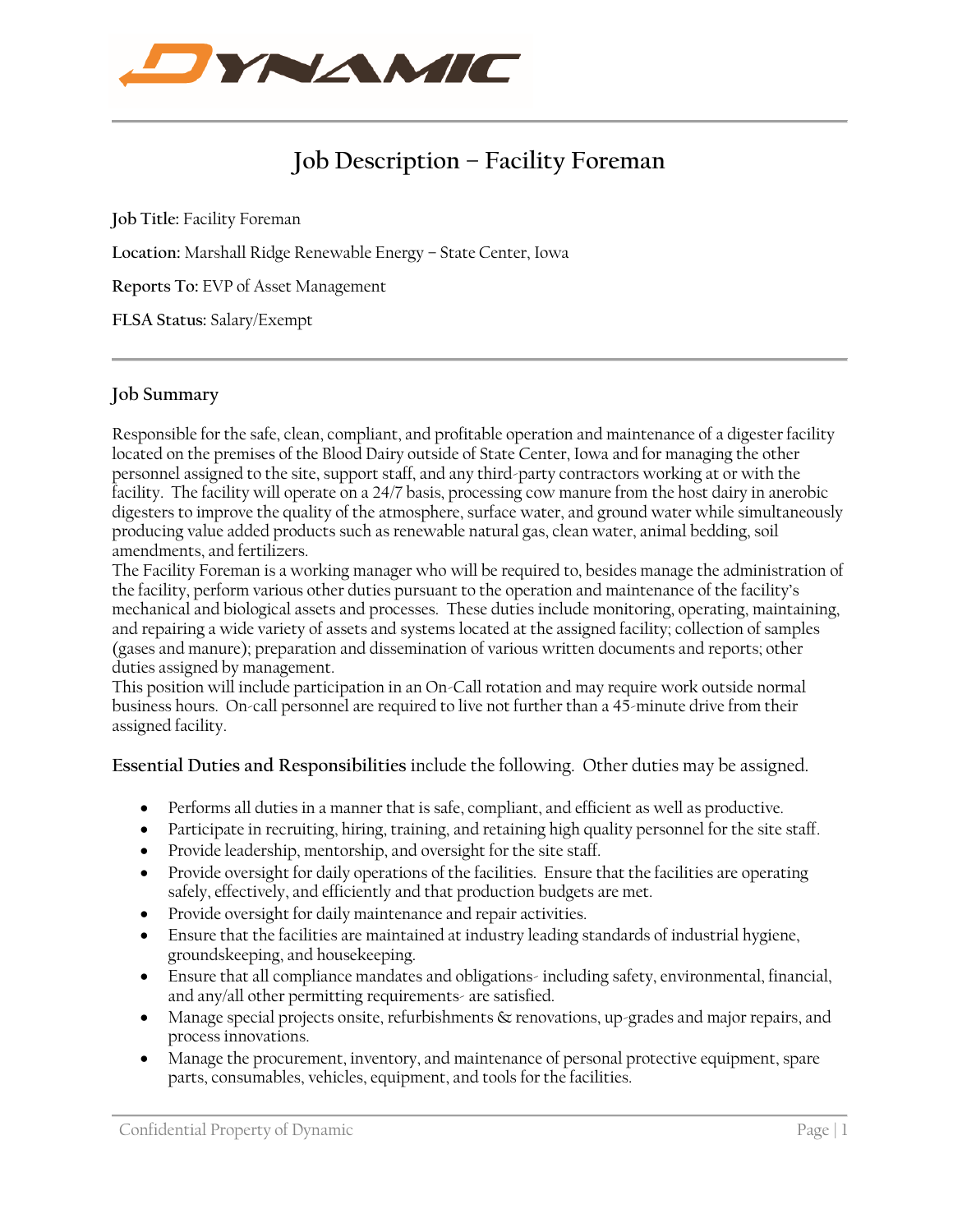# Job Description – Facility Foreman

**Job Title:** Facility Foreman

**Location:** Marshall Ridge Renewable Energy – State Center, Iowa

**Reports To:** EVP of Asset Management

**FLSA Status:** Salary/Exempt

---

## Job Summary

Responsible for the safe, clean, compliant, and profitable operation and maintenance of a digester facility located on the premises of the Blood Dairy outside of State Center, Iowa and for managing the other personnel assigned to the site, support staff, and any third-party contractors working at or with the facility. The facility will operate on a 24/7 basis, processing cow manure from the host dairy in anerobic digesters to improve the quality of the atmosphere, surface water, and ground water while simultaneously producing value added products such as renewable natural gas, clean water, animal bedding, soil amendments, and fertilizers.

The Facility Foreman is a working manager who will be required to, besides manage the administration of the facility, perform various other duties pursuant to the operation and maintenance of the facility's mechanical and biological assets and processes. These duties include monitoring, operating, maintaining, and repairing a wide variety of assets and systems located at the assigned facility; collection of samples (gases and manure); preparation and dissemination of various written documents and reports; other duties assigned by management.

This position will include participation in an On-Call rotation and may require work outside normal business hours. On-call personnel are required to live not further than a 45-minute drive from their assigned facility.

**Essential Duties and Responsibilities** include the following. Other duties may be assigned.

- Performs all duties in a manner that is safe, compliant, and efficient as well as productive.
- Participate in recruiting, hiring, training, and retaining high quality personnel for the site staff.
- Provide leadership, mentorship, and oversight for the site staff.
- Provide oversight for daily operations of the facilities. Ensure that the facilities are operating safely, effectively, and efficiently and that production budgets are met.
- Provide oversight for daily maintenance and repair activities.
- Ensure that the facilities are maintained at industry leading standards of industrial hygiene, groundskeeping, and housekeeping.
- Ensure that all compliance mandates and obligations- including safety, environmental, financial, and any/all other permitting requirements- are satisfied.
- Manage special projects onsite, refurbishments & renovations, up-grades and major repairs, and process innovations.
- Manage the procurement, inventory, and maintenance of personal protective equipment, spare parts, consumables, vehicles, equipment, and tools for the facilities.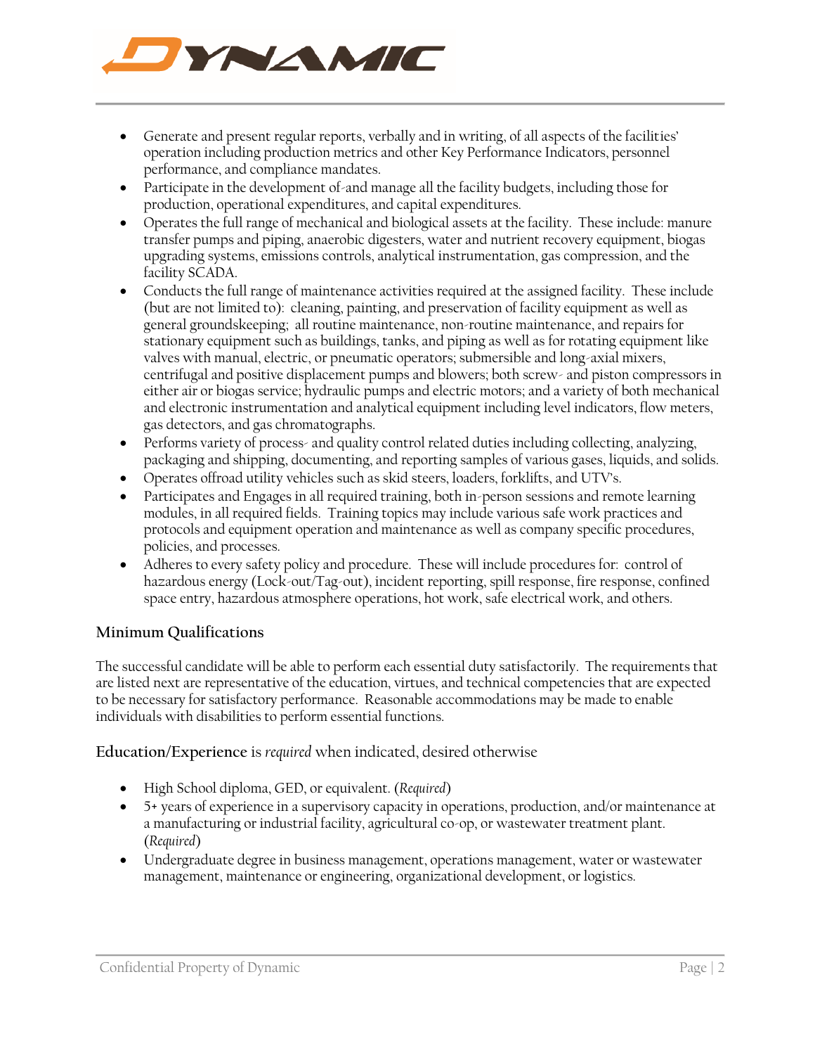- Generate and present regular reports, verbally and in writing, of all aspects of the facilities' operation including production metrics and other Key Performance Indicators, personnel performance, and compliance mandates.
- Participate in the development of-and manage all the facility budgets, including those for production, operational expenditures, and capital expenditures.
- Operates the full range of mechanical and biological assets at the facility. These include: manure transfer pumps and piping, anaerobic digesters, water and nutrient recovery equipment, biogas upgrading systems, emissions controls, analytical instrumentation, gas compression, and the facility SCADA.
- Conducts the full range of maintenance activities required at the assigned facility. These include (but are not limited to): cleaning, painting, and preservation of facility equipment as well as general groundskeeping; all routine maintenance, non-routine maintenance, and repairs for stationary equipment such as buildings, tanks, and piping as well as for rotating equipment like valves with manual, electric, or pneumatic operators; submersible and long-axial mixers, centrifugal and positive displacement pumps and blowers; both screw- and piston compressors in either air or biogas service; hydraulic pumps and electric motors; and a variety of both mechanical and electronic instrumentation and analytical equipment including level indicators, flow meters, gas detectors, and gas chromatographs.
- Performs variety of process- and quality control related duties including collecting, analyzing, packaging and shipping, documenting, and reporting samples of various gases, liquids, and solids.
- Operates offroad utility vehicles such as skid steers, loaders, forklifts, and UTV's.
- Participates and Engages in all required training, both in-person sessions and remote learning modules, in all required fields. Training topics may include various safe work practices and protocols and equipment operation and maintenance as well as company specific procedures, policies, and processes.
- Adheres to every safety policy and procedure. These will include procedures for: control of hazardous energy (Lock-out/Tag-out), incident reporting, spill response, fire response, confined space entry, hazardous atmosphere operations, hot work, safe electrical work, and others.

## Minimum Qualifications

The successful candidate will be able to perform each essential duty satisfactorily. The requirements that are listed next are representative of the education, virtues, and technical competencies that are expected to be necessary for satisfactory performance. Reasonable accommodations may be made to enable individuals with disabilities to perform essential functions.

### Education/Experience is *required* when indicated, desired otherwise

- High School diploma, GED, or equivalent. (*Required*)
- 5+ years of experience in a supervisory capacity in operations, production, and/or maintenance at a manufacturing or industrial facility, agricultural co-op, or wastewater treatment plant. (*Required*)
- Undergraduate degree in business management, operations management, water or wastewater management, maintenance or engineering, organizational development, or logistics.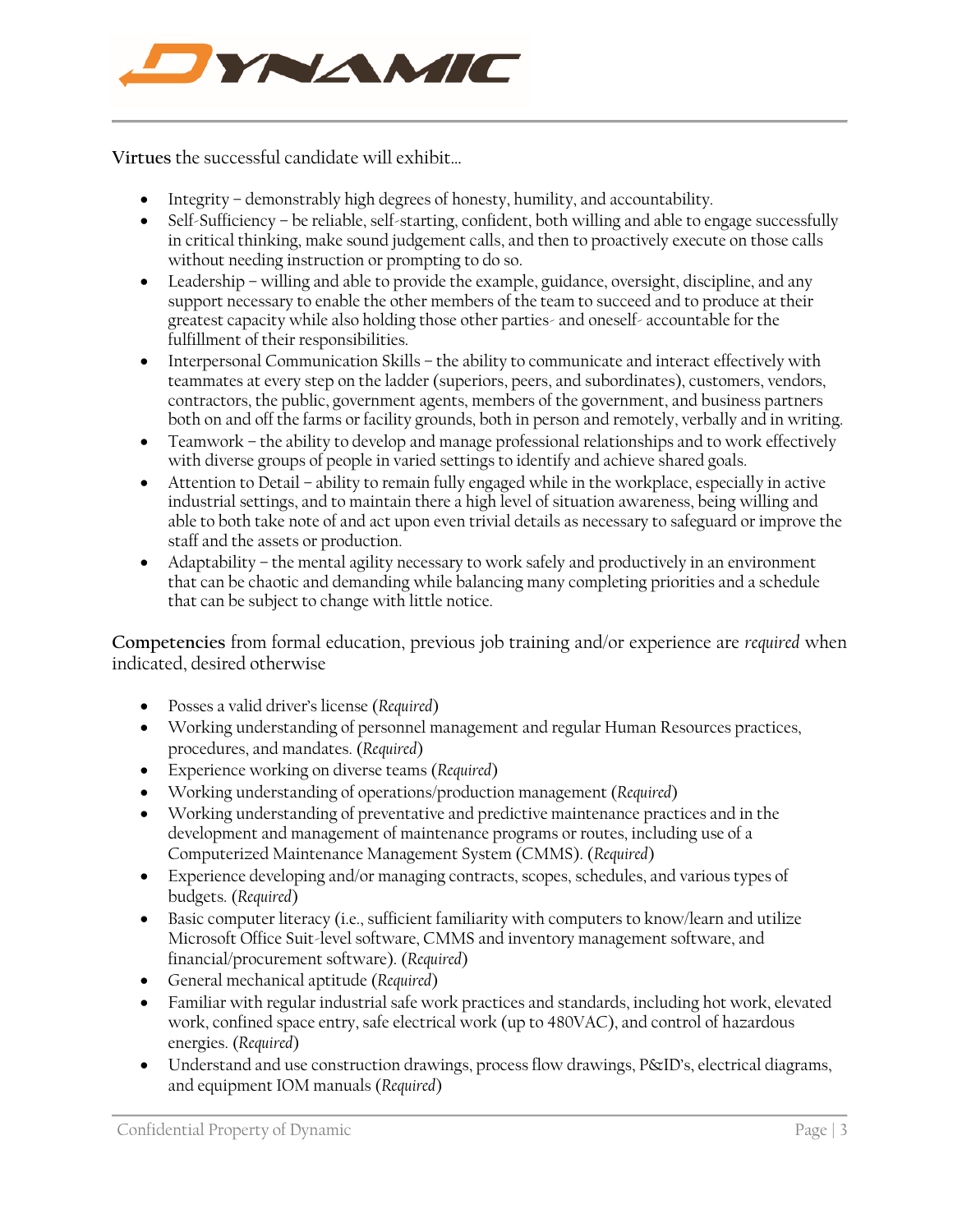**Virtues** the successful candidate will exhibit…

- Integrity – demonstrably high degrees of honesty, humility, and accountability.
- Self-Sufficiency – be reliable, self-starting, confident, both willing and able to engage successfully in critical thinking, make sound judgement calls, and then to proactively execute on those calls without needing instruction or prompting to do so.
- Leadership – willing and able to provide the example, guidance, oversight, discipline, and any support necessary to enable the other members of the team to succeed and to produce at their greatest capacity while also holding those other parties- and oneself- accountable for the fulfillment of their responsibilities.
- Interpersonal Communication Skills – the ability to communicate and interact effectively with teammates at every step on the ladder (superiors, peers, and subordinates), customers, vendors, contractors, the public, government agents, members of the government, and business partners both on and off the farms or facility grounds, both in person and remotely, verbally and in writing.
- Teamwork – the ability to develop and manage professional relationships and to work effectively with diverse groups of people in varied settings to identify and achieve shared goals.
- Attention to Detail – ability to remain fully engaged while in the workplace, especially in active industrial settings, and to maintain there a high level of situation awareness, being willing and able to both take note of and act upon even trivial details as necessary to safeguard or improve the staff and the assets or production.
- Adaptability – the mental agility necessary to work safely and productively in an environment that can be chaotic and demanding while balancing many completing priorities and a schedule that can be subject to change with little notice.

**Competencies** from formal education, previous job training and/or experience are *required* when indicated, desired otherwise

- Posses a valid driver's license (*Required*)
- Working understanding of personnel management and regular Human Resources practices, procedures, and mandates. (*Required*)
- Experience working on diverse teams (*Required*)
- Working understanding of operations/production management (*Required*)
- Working understanding of preventative and predictive maintenance practices and in the development and management of maintenance programs or routes, including use of a Computerized Maintenance Management System (CMMS). (*Required*)
- Experience developing and/or managing contracts, scopes, schedules, and various types of budgets. (*Required*)
- Basic computer literacy (i.e., sufficient familiarity with computers to know/learn and utilize Microsoft Office Suit-level software, CMMS and inventory management software, and financial/procurement software). (*Required*)
- General mechanical aptitude (*Required*)
- Familiar with regular industrial safe work practices and standards, including hot work, elevated work, confined space entry, safe electrical work (up to 480VAC), and control of hazardous energies. (*Required*)
- Understand and use construction drawings, process flow drawings, P&ID's, electrical diagrams, and equipment IOM manuals (*Required*)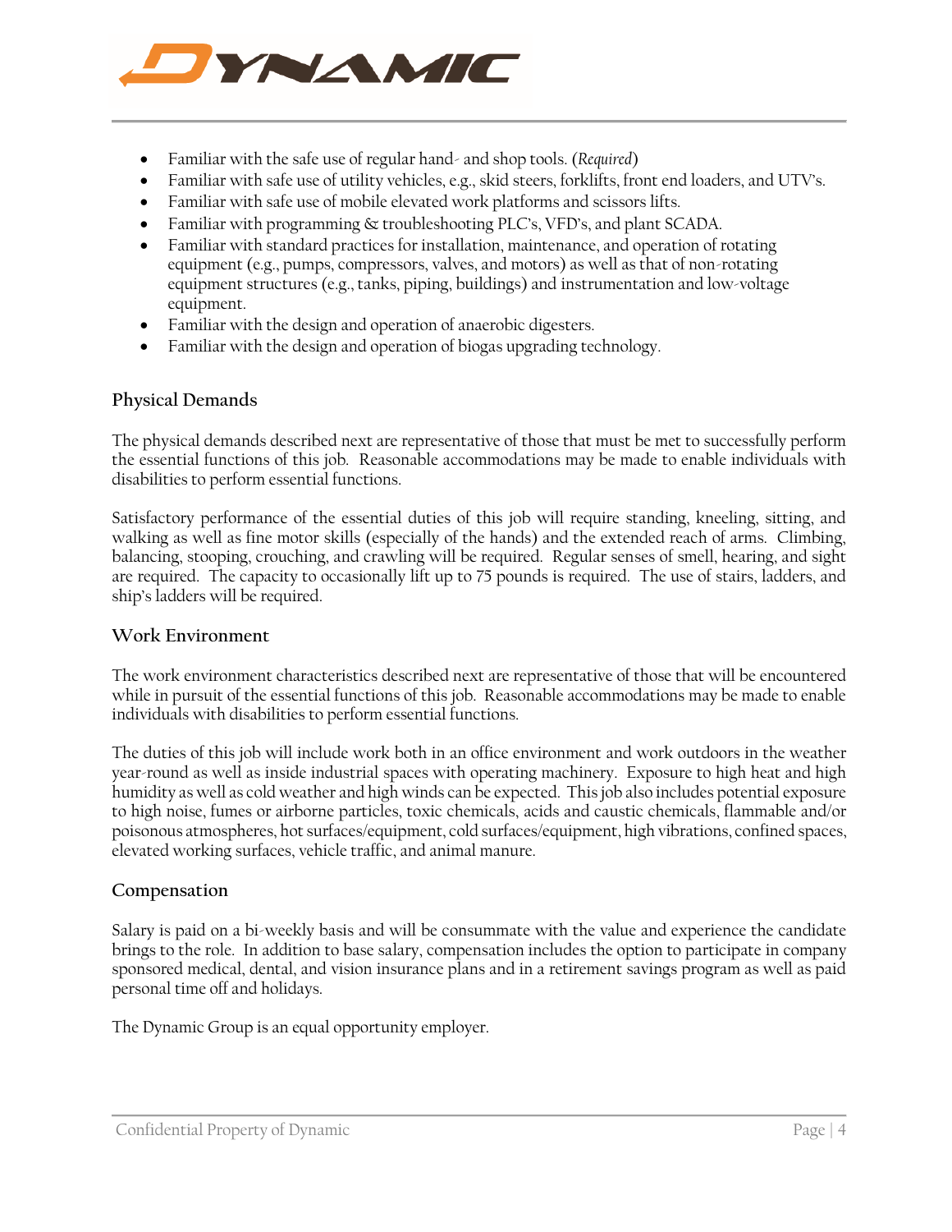- Familiar with the safe use of regular hand- and shop tools. (*Required*)
- Familiar with safe use of utility vehicles, e.g., skid steers, forklifts, front end loaders, and UTV's.
- Familiar with safe use of mobile elevated work platforms and scissors lifts.
- Familiar with programming & troubleshooting PLC's, VFD's, and plant SCADA.
- Familiar with standard practices for installation, maintenance, and operation of rotating equipment (e.g., pumps, compressors, valves, and motors) as well as that of non-rotating equipment structures (e.g., tanks, piping, buildings) and instrumentation and low-voltage equipment.
- Familiar with the design and operation of anaerobic digesters.
- Familiar with the design and operation of biogas upgrading technology.

## Physical Demands

The physical demands described next are representative of those that must be met to successfully perform the essential functions of this job. Reasonable accommodations may be made to enable individuals with disabilities to perform essential functions.

Satisfactory performance of the essential duties of this job will require standing, kneeling, sitting, and walking as well as fine motor skills (especially of the hands) and the extended reach of arms. Climbing, balancing, stooping, crouching, and crawling will be required. Regular senses of smell, hearing, and sight are required. The capacity to occasionally lift up to 75 pounds is required. The use of stairs, ladders, and ship's ladders will be required.

## Work Environment

The work environment characteristics described next are representative of those that will be encountered while in pursuit of the essential functions of this job. Reasonable accommodations may be made to enable individuals with disabilities to perform essential functions.

The duties of this job will include work both in an office environment and work outdoors in the weather year-round as well as inside industrial spaces with operating machinery. Exposure to high heat and high humidity as well as cold weather and high winds can be expected. This job also includes potential exposure to high noise, fumes or airborne particles, toxic chemicals, acids and caustic chemicals, flammable and/or poisonous atmospheres, hot surfaces/equipment, cold surfaces/equipment, high vibrations, confined spaces, elevated working surfaces, vehicle traffic, and animal manure.

## Compensation

Salary is paid on a bi-weekly basis and will be consummate with the value and experience the candidate brings to the role. In addition to base salary, compensation includes the option to participate in company sponsored medical, dental, and vision insurance plans and in a retirement savings program as well as paid personal time off and holidays.

The Dynamic Group is an equal opportunity employer.